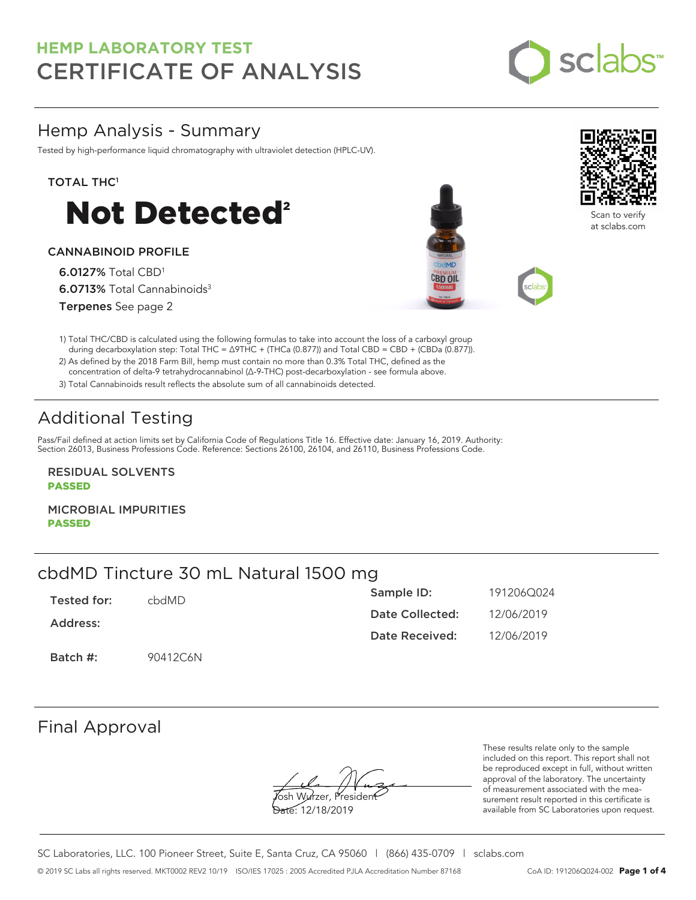# HEMP LABORATORY TEST
# CERTIFICATE OF ANALYSIS

## Hemp Analysis - Summary

Tested by high-performance liquid chromatography with ultraviolet detection (HPLC-UV).

**TOTAL THC[1]**

# Not Detected[2]

**CANNABINOID PROFILE**

**6.0127%** Total CBD[1]
**6.0713%** Total Cannabinoids[3]
**Terpenes** See page 2

Scan to verify at sclabs.com

1) Total THC/CBD is calculated using the following formulas to take into account the loss of a carboxyl group during decarboxylation step: Total THC = Δ9THC + (THCa (0.877)) and Total CBD = CBD + (CBDa (0.877)).
2) As defined by the 2018 Farm Bill, hemp must contain no more than 0.3% Total THC, defined as the concentration of delta-9 tetrahydrocannabinol (Δ-9-THC) post-decarboxylation - see formula above.
3) Total Cannabinoids result reflects the absolute sum of all cannabinoids detected.

## Additional Testing

Pass/Fail defined at action limits set by California Code of Regulations Title 16. Effective date: January 16, 2019. Authority: Section 26013, Business Professions Code. Reference: Sections 26100, 26104, and 26110, Business Professions Code.

**RESIDUAL SOLVENTS**
**PASSED**

**MICROBIAL IMPURITIES**
**PASSED**

## cbdMD Tincture 30 mL Natural 1500 mg

| | | | |
|---|---|---|---|
| **Tested for:** | cbdMD | **Sample ID:** | 191206Q024 |
| **Address:** | | **Date Collected:** | 12/06/2019 |
| | | **Date Received:** | 12/06/2019 |
| **Batch #:** | 90412C6N | | |

## Final Approval

Josh Wurzer, President
Date: 12/18/2019

These results relate only to the sample included on this report. This report shall not be reproduced except in full, without written approval of the laboratory. The uncertainty of measurement associated with the measurement result reported in this certificate is available from SC Laboratories upon request.

SC Laboratories, LLC. 100 Pioneer Street, Suite E, Santa Cruz, CA 95060 | (866) 435-0709 | sclabs.com

© 2019 SC Labs all rights reserved. MKT0002 REV2 10/19 ISO/IES 17025 : 2005 Accredited PJLA Accreditation Number 87168 CoA ID: 191206Q024-002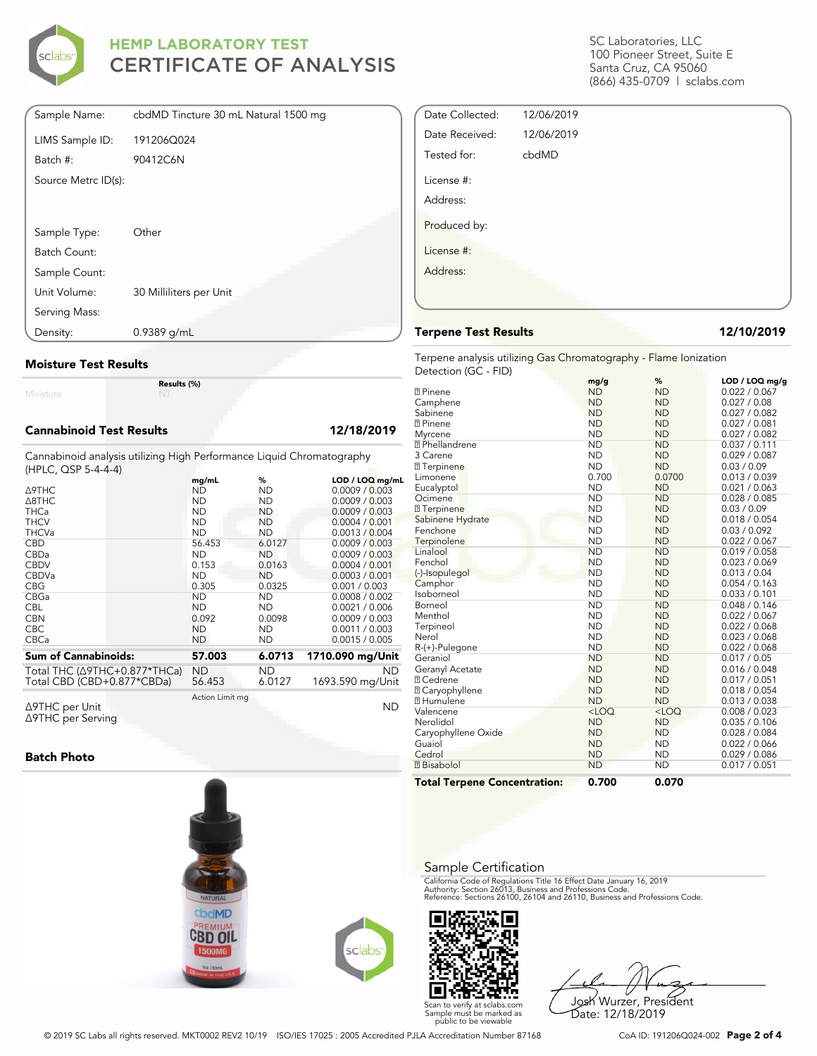# HEMP LABORATORY TEST
# CERTIFICATE OF ANALYSIS

SC Laboratories, LLC
100 Pioneer Street, Suite E
Santa Cruz, CA 95060
(866) 435-0709 | sclabs.com

| | |
|---|---|
| Sample Name: | cbdMD Tincture 30 mL Natural 1500 mg |
| LIMS Sample ID: | 191206Q024 |
| Batch #: | 90412C6N |
| Source Metrc ID(s): | |
| Sample Type: | Other |
| Batch Count: | |
| Sample Count: | |
| Unit Volume: | 30 Milliliters per Unit |
| Serving Mass: | |
| Density: | 0.9389 g/mL |

| | |
|---|---|
| Date Collected: | 12/06/2019 |
| Date Received: | 12/06/2019 |
| Tested for: | cbdMD |
| License #: | |
| Address: | |
| Produced by: | |
| License #: | |
| Address: | |

## Moisture Test Results

| | Results (%) |
|---|---|
| Moisture | NT |

## Cannabinoid Test Results — 12/18/2019

Cannabinoid analysis utilizing High Performance Liquid Chromatography (HPLC, QSP 5-4-4-4)

| | mg/mL | % | LOD / LOQ mg/mL |
|---|---|---|---|
| Δ9THC | ND | ND | 0.0009 / 0.003 |
| Δ8THC | ND | ND | 0.0009 / 0.003 |
| THCa | ND | ND | 0.0009 / 0.003 |
| THCV | ND | ND | 0.0004 / 0.001 |
| THCVa | ND | ND | 0.0013 / 0.004 |
| CBD | 56.453 | 6.0127 | 0.0009 / 0.003 |
| CBDa | ND | ND | 0.0009 / 0.003 |
| CBDV | 0.153 | 0.0163 | 0.0004 / 0.001 |
| CBDVa | ND | ND | 0.0003 / 0.001 |
| CBG | 0.305 | 0.0325 | 0.001 / 0.003 |
| CBGa | ND | ND | 0.0008 / 0.002 |
| CBL | ND | ND | 0.0021 / 0.006 |
| CBN | 0.092 | 0.0098 | 0.0009 / 0.003 |
| CBC | ND | ND | 0.0011 / 0.003 |
| CBCa | ND | ND | 0.0015 / 0.005 |
| **Sum of Cannabinoids:** | **57.003** | **6.0713** | **1710.090 mg/Unit** |
| Total THC (Δ9THC+0.877*THCa) | ND | ND | ND |
| Total CBD (CBD+0.877*CBDa) | 56.453 | 6.0127 | 1693.590 mg/Unit |

| | Action Limit mg | |
|---|---|---|
| Δ9THC per Unit | | ND |
| Δ9THC per Serving | | |

## Batch Photo

## Terpene Test Results — 12/10/2019

Terpene analysis utilizing Gas Chromatography - Flame Ionization Detection (GC - FID)

| | mg/g | % | LOD / LOQ mg/g |
|---|---|---|---|
| α Pinene | ND | ND | 0.022 / 0.067 |
| Camphene | ND | ND | 0.027 / 0.08 |
| Sabinene | ND | ND | 0.027 / 0.082 |
| β Pinene | ND | ND | 0.027 / 0.081 |
| Myrcene | ND | ND | 0.027 / 0.082 |
| α Phellandrene | ND | ND | 0.037 / 0.111 |
| 3 Carene | ND | ND | 0.029 / 0.087 |
| α Terpinene | ND | ND | 0.03 / 0.09 |
| Limonene | 0.700 | 0.0700 | 0.013 / 0.039 |
| Eucalyptol | ND | ND | 0.021 / 0.063 |
| Ocimene | ND | ND | 0.028 / 0.085 |
| γ Terpinene | ND | ND | 0.03 / 0.09 |
| Sabinene Hydrate | ND | ND | 0.018 / 0.054 |
| Fenchone | ND | ND | 0.03 / 0.092 |
| Terpinolene | ND | ND | 0.022 / 0.067 |
| Linalool | ND | ND | 0.019 / 0.058 |
| Fenchol | ND | ND | 0.023 / 0.069 |
| (-)-Isopulegol | ND | ND | 0.013 / 0.04 |
| Camphor | ND | ND | 0.054 / 0.163 |
| Isoborneol | ND | ND | 0.033 / 0.101 |
| Borneol | ND | ND | 0.048 / 0.146 |
| Menthol | ND | ND | 0.022 / 0.067 |
| Terpineol | ND | ND | 0.022 / 0.068 |
| Nerol | ND | ND | 0.023 / 0.068 |
| R-(+)-Pulegone | ND | ND | 0.022 / 0.068 |
| Geraniol | ND | ND | 0.017 / 0.05 |
| Geranyl Acetate | ND | ND | 0.016 / 0.048 |
| α Cedrene | ND | ND | 0.017 / 0.051 |
| β Caryophyllene | ND | ND | 0.018 / 0.054 |
| α Humulene | ND | ND | 0.013 / 0.038 |
| Valencene | <LOQ | <LOQ | 0.008 / 0.023 |
| Nerolidol | ND | ND | 0.035 / 0.106 |
| Caryophyllene Oxide | ND | ND | 0.028 / 0.084 |
| Guaiol | ND | ND | 0.022 / 0.066 |
| Cedrol | ND | ND | 0.029 / 0.086 |
| α Bisabolol | ND | ND | 0.017 / 0.051 |
| **Total Terpene Concentration:** | **0.700** | **0.070** | |

## Sample Certification

California Code of Regulations Title 16 Effect Date January 16, 2019
Authority: Section 26013, Business and Professions Code.
Reference: Sections 26100, 26104 and 26110, Business and Professions Code.

Scan to verify at sclabs.com
Sample must be marked as public to be viewable

Josh Wurzer, President
Date: 12/18/2019

© 2019 SC Labs all rights reserved. MKT0002 REV2 10/19 ISO/IES 17025 : 2005 Accredited PJLA Accreditation Number 87168

CoA ID: 191206Q024-002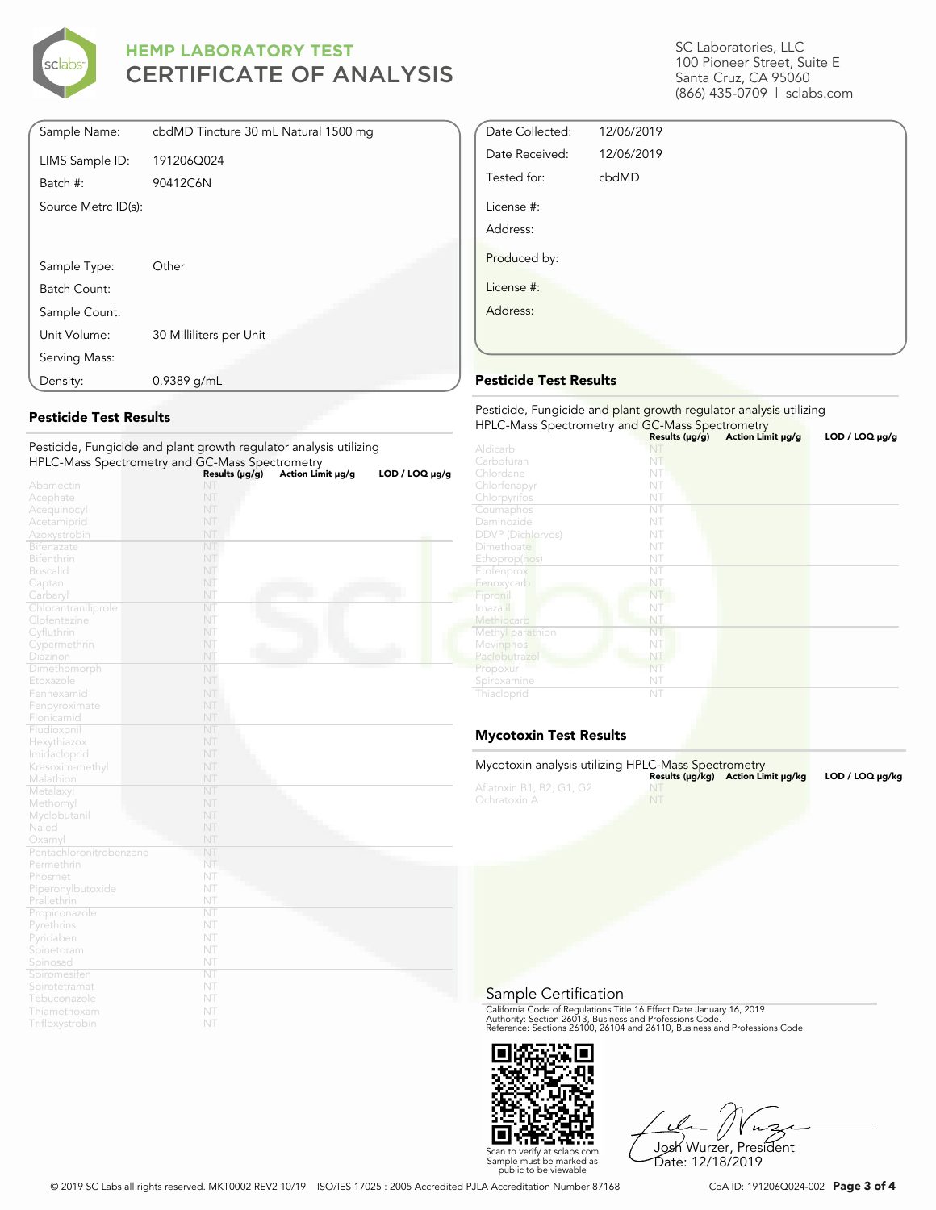# HEMP LABORATORY TEST
## CERTIFICATE OF ANALYSIS

SC Laboratories, LLC
100 Pioneer Street, Suite E
Santa Cruz, CA 95060
(866) 435-0709 | sclabs.com

| | |
|---|---|
| Sample Name: | cbdMD Tincture 30 mL Natural 1500 mg |
| LIMS Sample ID: | 191206Q024 |
| Batch #: | 90412C6N |
| Source Metrc ID(s): | |
| Sample Type: | Other |
| Batch Count: | |
| Sample Count: | |
| Unit Volume: | 30 Milliliters per Unit |
| Serving Mass: | |
| Density: | 0.9389 g/mL |

| | |
|---|---|
| Date Collected: | 12/06/2019 |
| Date Received: | 12/06/2019 |
| Tested for: | cbdMD |
| License #: | |
| Address: | |
| Produced by: | |
| License #: | |
| Address: | |

### Pesticide Test Results

Pesticide, Fungicide and plant growth regulator analysis utilizing HPLC-Mass Spectrometry and GC-Mass Spectrometry

| | Results (μg/g) | Action Limit μg/g | LOD / LOQ μg/g |
|---|---|---|---|
| Abamectin | NT | | |
| Acephate | NT | | |
| Acequinocyl | NT | | |
| Acetamiprid | NT | | |
| Azoxystrobin | NT | | |
| Bifenazate | NT | | |
| Bifenthrin | NT | | |
| Boscalid | NT | | |
| Captan | NT | | |
| Carbaryl | NT | | |
| Chlorantraniliprole | NT | | |
| Clofentezine | NT | | |
| Cyfluthrin | NT | | |
| Cypermethrin | NT | | |
| Diazinon | NT | | |
| Dimethomorph | NT | | |
| Etoxazole | NT | | |
| Fenhexamid | NT | | |
| Fenpyroximate | NT | | |
| Flonicamid | NT | | |
| Fludioxonil | NT | | |
| Hexythiazox | NT | | |
| Imidacloprid | NT | | |
| Kresoxim-methyl | NT | | |
| Malathion | NT | | |
| Metalaxyl | NT | | |
| Methomyl | NT | | |
| Myclobutanil | NT | | |
| Naled | NT | | |
| Oxamyl | NT | | |
| Pentachloronitrobenzene | NT | | |
| Permethrin | NT | | |
| Phosmet | NT | | |
| Piperonylbutoxide | NT | | |
| Prallethrin | NT | | |
| Propiconazole | NT | | |
| Pyrethrins | NT | | |
| Pyridaben | NT | | |
| Spinetoram | NT | | |
| Spinosad | NT | | |
| Spiromesifen | NT | | |
| Spirotetramat | NT | | |
| Tebuconazole | NT | | |
| Thiamethoxam | NT | | |
| Trifloxystrobin | NT | | |

### Pesticide Test Results

Pesticide, Fungicide and plant growth regulator analysis utilizing HPLC-Mass Spectrometry and GC-Mass Spectrometry

| | Results (μg/g) | Action Limit μg/g | LOD / LOQ μg/g |
|---|---|---|---|
| Aldicarb | NT | | |
| Carbofuran | NT | | |
| Chlordane | NT | | |
| Chlorfenapyr | NT | | |
| Chlorpyrifos | NT | | |
| Coumaphos | NT | | |
| Daminozide | NT | | |
| DDVP (Dichlorvos) | NT | | |
| Dimethoate | NT | | |
| Ethoprop(hos) | NT | | |
| Etofenprox | NT | | |
| Fenoxycarb | NT | | |
| Fipronil | NT | | |
| Imazalil | NT | | |
| Methiocarb | NT | | |
| Methyl parathion | NT | | |
| Mevinphos | NT | | |
| Paclobutrazol | NT | | |
| Propoxur | NT | | |
| Spiroxamine | NT | | |
| Thiacloprid | NT | | |

### Mycotoxin Test Results

Mycotoxin analysis utilizing HPLC-Mass Spectrometry

| | Results (μg/kg) | Action Limit μg/kg | LOD / LOQ μg/kg |
|---|---|---|---|
| Aflatoxin B1, B2, G1, G2 | NT | | |
| Ochratoxin A | NT | | |

## Sample Certification

California Code of Regulations Title 16 Effect Date January 16, 2019
Authority: Section 26013, Business and Professions Code.
Reference: Sections 26100, 26104 and 26110, Business and Professions Code.

Scan to verify at sclabs.com
Sample must be marked as public to be viewable

Josh Wurzer, President
Date: 12/18/2019

© 2019 SC Labs all rights reserved. MKT0002 REV2 10/19 ISO/IES 17025 : 2005 Accredited PJLA Accreditation Number 87168

CoA ID: 191206Q024-002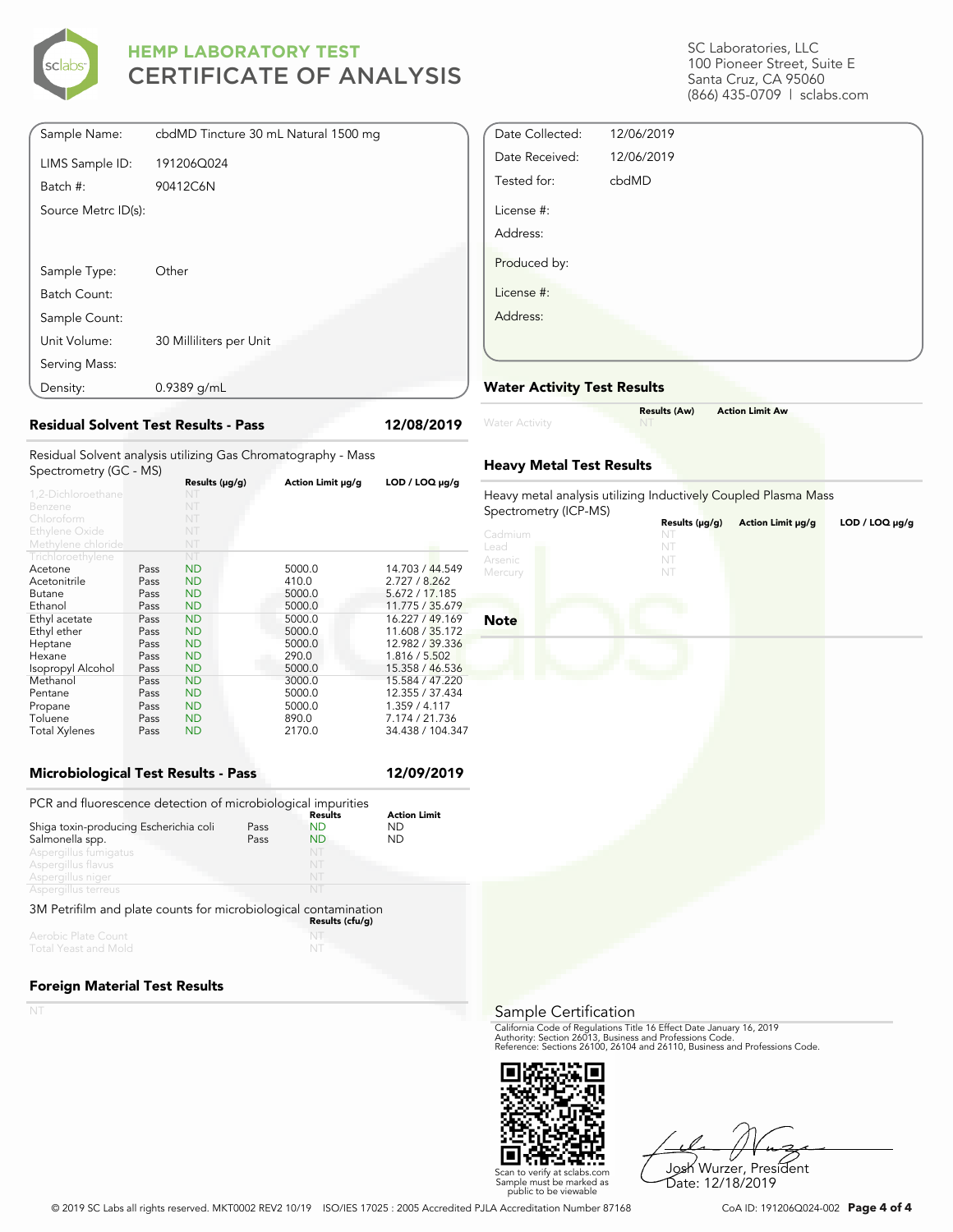# HEMP LABORATORY TEST
# CERTIFICATE OF ANALYSIS

SC Laboratories, LLC
100 Pioneer Street, Suite E
Santa Cruz, CA 95060
(866) 435-0709 | sclabs.com

| | |
|---|---|
| Sample Name: | cbdMD Tincture 30 mL Natural 1500 mg |
| LIMS Sample ID: | 191206Q024 |
| Batch #: | 90412C6N |
| Source Metrc ID(s): | |
| Sample Type: | Other |
| Batch Count: | |
| Sample Count: | |
| Unit Volume: | 30 Milliliters per Unit |
| Serving Mass: | |
| Density: | 0.9389 g/mL |

| | |
|---|---|
| Date Collected: | 12/06/2019 |
| Date Received: | 12/06/2019 |
| Tested for: | cbdMD |
| License #: | |
| Address: | |
| Produced by: | |
| License #: | |
| Address: | |

## Residual Solvent Test Results - Pass — 12/08/2019

Residual Solvent analysis utilizing Gas Chromatography - Mass Spectrometry (GC - MS)

| | | Results (µg/g) | Action Limit µg/g | LOD / LOQ µg/g |
|---|---|---|---|---|
| 1,2-Dichloroethane | | NT | | |
| Benzene | | NT | | |
| Chloroform | | NT | | |
| Ethylene Oxide | | NT | | |
| Methylene chloride | | NT | | |
| Trichloroethylene | | NT | | |
| Acetone | Pass | ND | 5000.0 | 14.703 / 44.549 |
| Acetonitrile | Pass | ND | 410.0 | 2.727 / 8.262 |
| Butane | Pass | ND | 5000.0 | 5.672 / 17.185 |
| Ethanol | Pass | ND | 5000.0 | 11.775 / 35.679 |
| Ethyl acetate | Pass | ND | 5000.0 | 16.227 / 49.169 |
| Ethyl ether | Pass | ND | 5000.0 | 11.608 / 35.172 |
| Heptane | Pass | ND | 5000.0 | 12.982 / 39.336 |
| Hexane | Pass | ND | 290.0 | 1.816 / 5.502 |
| Isopropyl Alcohol | Pass | ND | 5000.0 | 15.358 / 46.536 |
| Methanol | Pass | ND | 3000.0 | 15.584 / 47.220 |
| Pentane | Pass | ND | 5000.0 | 12.355 / 37.434 |
| Propane | Pass | ND | 5000.0 | 1.359 / 4.117 |
| Toluene | Pass | ND | 890.0 | 7.174 / 21.736 |
| Total Xylenes | Pass | ND | 2170.0 | 34.438 / 104.347 |

## Microbiological Test Results - Pass — 12/09/2019

PCR and fluorescence detection of microbiological impurities

| | | Results | Action Limit |
|---|---|---|---|
| Shiga toxin-producing Escherichia coli | Pass | ND | ND |
| Salmonella spp. | Pass | ND | ND |
| Aspergillus fumigatus | | NT | |
| Aspergillus flavus | | NT | |
| Aspergillus niger | | NT | |
| Aspergillus terreus | | NT | |

3M Petrifilm and plate counts for microbiological contamination

| | Results (cfu/g) |
|---|---|
| Aerobic Plate Count | NT |
| Total Yeast and Mold | NT |

## Foreign Material Test Results

NT

## Water Activity Test Results

| | Results (Aw) | Action Limit Aw |
|---|---|---|
| Water Activity | NT | |

## Heavy Metal Test Results

Heavy metal analysis utilizing Inductively Coupled Plasma Mass Spectrometry (ICP-MS)

| | Results (µg/g) | Action Limit µg/g | LOD / LOQ µg/g |
|---|---|---|---|
| Cadmium | NT | | |
| Lead | NT | | |
| Arsenic | NT | | |
| Mercury | NT | | |

## Note

## Sample Certification

California Code of Regulations Title 16 Effect Date January 16, 2019
Authority: Section 26013, Business and Professions Code.
Reference: Sections 26100, 26104 and 26110, Business and Professions Code.

Scan to verify at sclabs.com
Sample must be marked as public to be viewable

Josh Wurzer, President
Date: 12/18/2019

© 2019 SC Labs all rights reserved. MKT0002 REV2 10/19 ISO/IES 17025 : 2005 Accredited PJLA Accreditation Number 87168

CoA ID: 191206Q024-002